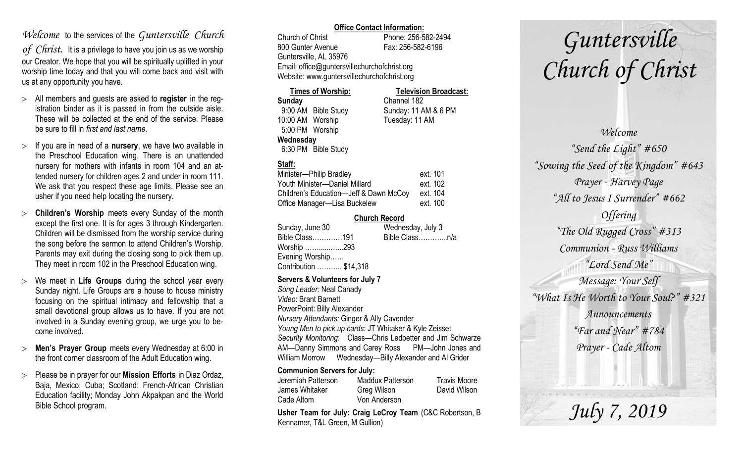*Welcome* to the services of the *Guntersville Church of Christ.* It is a privilege to have you join us as we worship our Creator. We hope that you will be spiritually uplifted in your worship time today and that you will come back and visit with us at any opportunity you have.

- All members and guests are asked to **register** in the registration binder as it is passed in from the outside aisle. These will be collected at the end of the service. Please be sure to fill in *first and last name*.
- If you are in need of a **nursery**, we have two available in the Preschool Education wing. There is an unattended nursery for mothers with infants in room 104 and an attended nursery for children ages 2 and under in room 111. We ask that you respect these age limits. Please see an usher if you need help locating the nursery.
- **Children's Worship** meets every Sunday of the month except the first one. It is for ages 3 through Kindergarten. Children will be dismissed from the worship service during the song before the sermon to attend Children's Worship. Parents may exit during the closing song to pick them up. They meet in room 102 in the Preschool Education wing.
- We meet in **Life Groups** during the school year every Sunday night. Life Groups are a house to house ministry focusing on the spiritual intimacy and fellowship that a small devotional group allows us to have. If you are not involved in a Sunday evening group, we urge you to become involved.
- **Men's Prayer Group** meets every Wednesday at 6:00 in the front corner classroom of the Adult Education wing.
- Please be in prayer for our **Mission Efforts** in Diaz Ordaz, Baja, Mexico; Cuba; Scotland: French-African Christian Education facility; Monday John Akpakpan and the World Bible School program.

**Office Contact Information:**

Church of Christ — Phone: 256-582-2494
800 Gunter Avenue — Fax: 256-582-6196
Guntersville, AL 35976
Email: office@guntersvillechurchofchrist.org
Website: www.guntersvillechurchofchrist.org

**Times of Worship:**
**Sunday**
9:00 AM Bible Study
10:00 AM Worship
5:00 PM Worship
**Wednesday**
6:30 PM Bible Study

**Television Broadcast:**
Channel 182
Sunday: 11 AM & 6 PM
Tuesday: 11 AM

**Staff:**

| | |
|---|---|
| Minister—Philip Bradley | ext. 101 |
| Youth Minister—Daniel Millard | ext. 102 |
| Children's Education—Jeff & Dawn McCoy | ext. 104 |
| Office Manager—Lisa Buckelew | ext. 100 |

**Church Record**

| Sunday, June 30 | Wednesday, July 3 |
|---|---|
| Bible Class…………191 | Bible Class………....n/a |
| Worship ………..…..293 | |
| Evening Worship…… | |
| Contribution ……….. $14,318 | |

**Servers & Volunteers for July 7**
*Song Leader:* Neal Canady
*Video*: Brant Barnett
PowerPoint: Billy Alexander
*Nursery Attendants:* Ginger & Ally Cavender
*Young Men to pick up cards*: JT Whitaker & Kyle Zeisset
*Security Monitoring*: Class—Chris Ledbetter and Jim Schwarze AM—Danny Simmons and Carey Ross PM—John Jones and William Morrow Wednesday—Billy Alexander and Al Grider

**Communion Servers for July:**

| | | |
|---|---|---|
| Jeremiah Patterson | Maddux Patterson | Travis Moore |
| James Whitaker | Greg Wilson | David Wilson |
| Cade Altom | Von Anderson | |

**Usher Team for July: Craig LeCroy Team** (C&C Robertson, B Kennamer, T&L Green, M Gullion)

# *Guntersville Church of Christ*

*Welcome*
*"Send the Light" #650*
*"Sowing the Seed of the Kingdom" #643*
*Prayer - Harvey Page*
*"All to Jesus I Surrender" #662*
*Offering*
*"The Old Rugged Cross" #313*
*Communion - Russ Williams*
*"Lord Send Me"*
*Message: Your Self*
*"What Is He Worth to Your Soul?" #321*
*Announcements*
*"Far and Near" #784*
*Prayer - Cade Altom*

*July 7, 2019*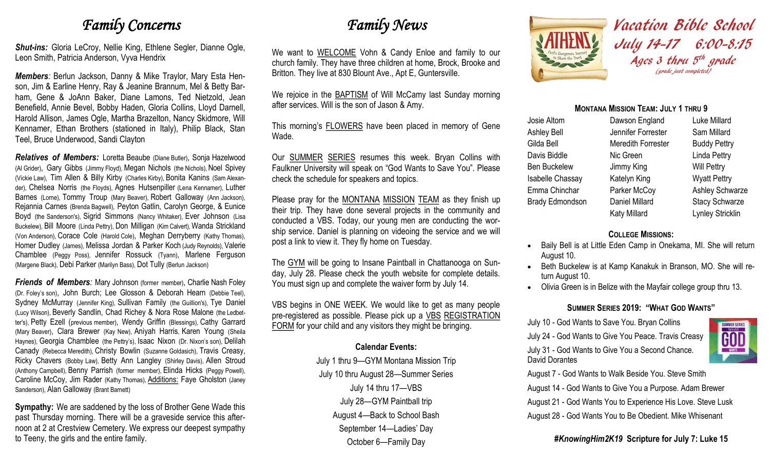# Family Concerns

***Shut-ins:*** Gloria LeCroy, Nellie King, Ethlene Segler, Dianne Ogle, Leon Smith, Patricia Anderson, Vyva Hendrix

***Members:*** Berlun Jackson, Danny & Mike Traylor, Mary Esta Henson, Jim & Earline Henry, Ray & Jeanine Brannum, Mel & Betty Barham, Gene & JoAnn Baker, Diane Lamons, Ted Nietzold, Jean Benefield, Annie Bevel, Bobby Haden, Gloria Collins, Lloyd Darnell, Harold Allison, James Ogle, Martha Brazelton, Nancy Skidmore, Will Kennamer, Ethan Brothers (stationed in Italy), Philip Black, Stan Teel, Bruce Underwood, Sandi Clayton

***Relatives of Members:*** Loretta Beaube (Diane Butler), Sonja Hazelwood (Al Grider), Gary Gibbs (Jimmy Floyd), Megan Nichols (the Nichols), Noel Spivey (Vickie Law), Tim Allen & Billy Kirby (Charles Kirby), Bonita Kanins (Sam Alexander), Chelsea Norris (the Floyds), Agnes Hutsenpiller (Lena Kennamer), Luther Barnes (Lorne), Tommy Troup (Mary Beaver), Robert Galloway (Ann Jackson), Rejannia Carnes (Brenda Bagwell), Peyton Gatlin, Carolyn George, & Eunice Boyd (the Sanderson's), Sigrid Simmons (Nancy Whitaker), Ever Johnson (Lisa Buckelew), Bill Moore (Linda Pettry), Don Milligan (Kim Calvert), Wanda Strickland (Von Anderson), Corace Cole (Harold Cole), Meghan Derryberry (Kathy Thomas), Homer Dudley (James), Melissa Jordan & Parker Koch (Judy Reynolds), Valerie Chamblee (Peggy Poss), Jennifer Rossuck (Tyann), Marlene Ferguson (Margene Black), Debi Parker (Marilyn Bass), Dot Tully (Berlun Jackson)

***Friends of Members:*** Mary Johnson (former member), Charlie Nash Foley (Dr. Foley's son), John Burch; Lee Glosson & Deborah Hearn (Debbie Teel), Sydney McMurray (Jennifer King), Sullivan Family (the Guillion's), Tye Daniel (Lucy Wilson), Beverly Sandlin, Chad Richey & Nora Rose Malone (the Ledbetter's), Petty Ezell (previous member), Wendy Griffin (Blessings), Cathy Garrard (Mary Beaver), Clara Brewer (Kay New), Aniyah Harris, Karen Young (Sheila Haynes), Georgia Chamblee (the Pettry's), Isaac Nixon (Dr. Nixon's son), Delilah Canady (Rebecca Meredith), Christy Bowlin (Suzanne Goldasich), Travis Creasy, Ricky Chavers (Bobby Law), Betty Ann Langley (Shirley Davis), Allen Stroud (Anthony Campbell), Benny Parrish (former member), Elinda Hicks (Peggy Powell), Caroline McCoy, Jim Rader (Kathy Thomas), Additions: Faye Gholston (Janey Sanderson), Alan Galloway (Brant Barnett)

**Sympathy:** We are saddened by the loss of Brother Gene Wade this past Thursday morning. There will be a graveside service this afternoon at 2 at Crestview Cemetery. We express our deepest sympathy to Teeny, the girls and the entire family.

# Family News

We want to WELCOME Vohn & Candy Enloe and family to our church family. They have three children at home, Brock, Brooke and Britton. They live at 830 Blount Ave., Apt E, Guntersville.

We rejoice in the BAPTISM of Will McCamy last Sunday morning after services. Will is the son of Jason & Amy.

This morning's FLOWERS have been placed in memory of Gene Wade.

Our SUMMER SERIES resumes this week. Bryan Collins with Faulkner University will speak on "God Wants to Save You". Please check the schedule for speakers and topics.

Please pray for the MONTANA MISSION TEAM as they finish up their trip. They have done several projects in the community and conducted a VBS. Today, our young men are conducting the worship service. Daniel is planning on videoing the service and we will post a link to view it. They fly home on Tuesday.

The GYM will be going to Insane Paintball in Chattanooga on Sunday, July 28. Please check the youth website for complete details. You must sign up and complete the waiver form by July 14.

VBS begins in ONE WEEK. We would like to get as many people pre-registered as possible. Please pick up a VBS REGISTRATION FORM for your child and any visitors they might be bringing.

### Calendar Events:

July 1 thru 9—GYM Montana Mission Trip
July 10 thru August 28—Summer Series
July 14 thru 17—VBS
July 28—GYM Paintball trip
August 4—Back to School Bash
September 14—Ladies' Day
October 6—Family Day

# Vacation Bible School

ATHENS — Paul's Dangerous Journey to Share the Truth

*July 14-17 6:00-8:15*
*Ages 3 thru 5th grade*
*(grade just completed)*

### Montana Mission Team: July 1 thru 9

| | | |
|---|---|---|
| Josie Altom | Dawson England | Luke Millard |
| Ashley Bell | Jennifer Forrester | Sam Millard |
| Gilda Bell | Meredith Forrester | Buddy Pettry |
| Davis Biddle | Nic Green | Linda Pettry |
| Ben Buckelew | Jimmy King | Will Pettry |
| Isabelle Chassay | Katelyn King | Wyatt Pettry |
| Emma Chinchar | Parker McCoy | Ashley Schwarze |
| Brady Edmondson | Daniel Millard | Stacy Schwarze |
| | Katy Millard | Lynley Stricklin |

### College Missions:

- Baily Bell is at Little Eden Camp in Onekama, MI. She will return August 10.
- Beth Buckelew is at Kamp Kanakuk in Branson, MO. She will return August 10.
- Olivia Green is in Belize with the Mayfair college group thru 13.

### Summer Series 2019: "What God Wants"

July 10 - God Wants to Save You. Bryan Collins
July 24 - God Wants to Give You Peace. Travis Creasy
July 31 - God Wants to Give You a Second Chance. David Dorantes
August 7 - God Wants to Walk Beside You. Steve Smith
August 14 - God Wants to Give You a Purpose. Adam Brewer
August 21 - God Wants You to Experience His Love. Steve Lusk
August 28 - God Wants You to Be Obedient. Mike Whisenant

***#KnowingHim2K19*** **Scripture for July 7: Luke 15**